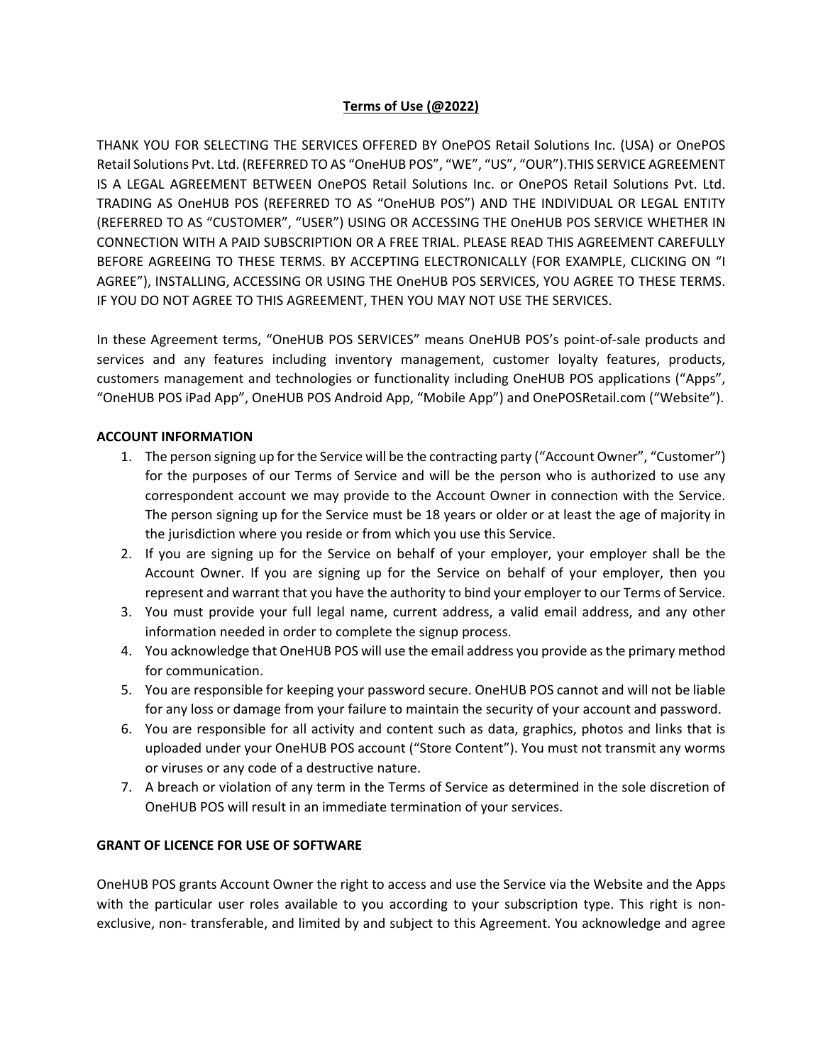**Terms of Use (@2022)**

THANK YOU FOR SELECTING THE SERVICES OFFERED BY OnePOS Retail Solutions Inc. (USA) or OnePOS Retail Solutions Pvt. Ltd. (REFERRED TO AS “OneHUB POS”, “WE”, “US”, “OUR”).THIS SERVICE AGREEMENT IS A LEGAL AGREEMENT BETWEEN OnePOS Retail Solutions Inc. or OnePOS Retail Solutions Pvt. Ltd. TRADING AS OneHUB POS (REFERRED TO AS “OneHUB POS”) AND THE INDIVIDUAL OR LEGAL ENTITY (REFERRED TO AS “CUSTOMER”, “USER”) USING OR ACCESSING THE OneHUB POS SERVICE WHETHER IN CONNECTION WITH A PAID SUBSCRIPTION OR A FREE TRIAL. PLEASE READ THIS AGREEMENT CAREFULLY BEFORE AGREEING TO THESE TERMS. BY ACCEPTING ELECTRONICALLY (FOR EXAMPLE, CLICKING ON “I AGREE”), INSTALLING, ACCESSING OR USING THE OneHUB POS SERVICES, YOU AGREE TO THESE TERMS. IF YOU DO NOT AGREE TO THIS AGREEMENT, THEN YOU MAY NOT USE THE SERVICES.

In these Agreement terms, “OneHUB POS SERVICES” means OneHUB POS’s point-of-sale products and services and any features including inventory management, customer loyalty features, products, customers management and technologies or functionality including OneHUB POS applications (“Apps”, “OneHUB POS iPad App”, OneHUB POS Android App, “Mobile App”) and OnePOSRetail.com (“Website”).

**ACCOUNT INFORMATION**

1. The person signing up for the Service will be the contracting party (“Account Owner”, “Customer”) for the purposes of our Terms of Service and will be the person who is authorized to use any correspondent account we may provide to the Account Owner in connection with the Service. The person signing up for the Service must be 18 years or older or at least the age of majority in the jurisdiction where you reside or from which you use this Service.
2. If you are signing up for the Service on behalf of your employer, your employer shall be the Account Owner. If you are signing up for the Service on behalf of your employer, then you represent and warrant that you have the authority to bind your employer to our Terms of Service.
3. You must provide your full legal name, current address, a valid email address, and any other information needed in order to complete the signup process.
4. You acknowledge that OneHUB POS will use the email address you provide as the primary method for communication.
5. You are responsible for keeping your password secure. OneHUB POS cannot and will not be liable for any loss or damage from your failure to maintain the security of your account and password.
6. You are responsible for all activity and content such as data, graphics, photos and links that is uploaded under your OneHUB POS account (“Store Content”). You must not transmit any worms or viruses or any code of a destructive nature.
7. A breach or violation of any term in the Terms of Service as determined in the sole discretion of OneHUB POS will result in an immediate termination of your services.

**GRANT OF LICENCE FOR USE OF SOFTWARE**

OneHUB POS grants Account Owner the right to access and use the Service via the Website and the Apps with the particular user roles available to you according to your subscription type. This right is non-exclusive, non- transferable, and limited by and subject to this Agreement. You acknowledge and agree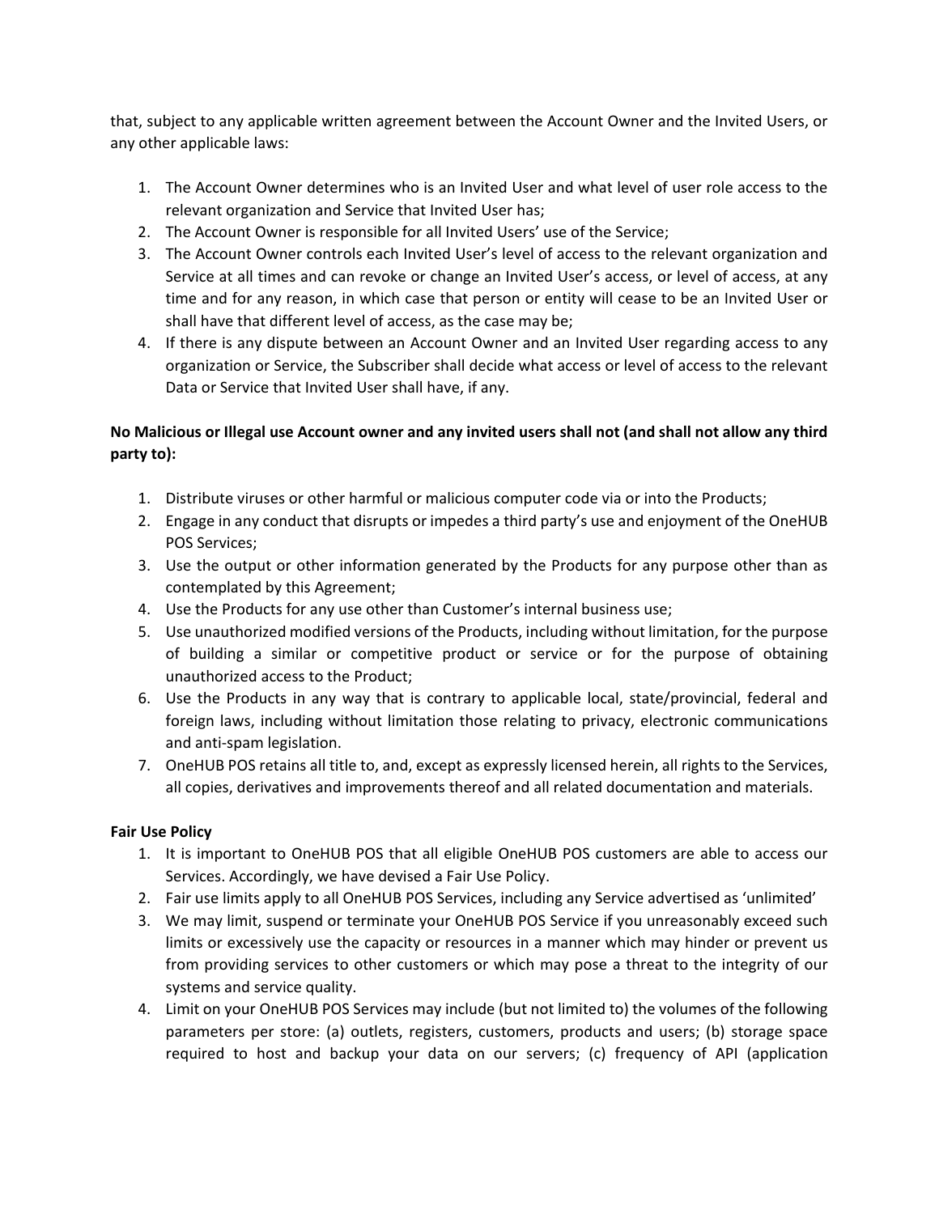that, subject to any applicable written agreement between the Account Owner and the Invited Users, or any other applicable laws:

1. The Account Owner determines who is an Invited User and what level of user role access to the relevant organization and Service that Invited User has;
2. The Account Owner is responsible for all Invited Users' use of the Service;
3. The Account Owner controls each Invited User's level of access to the relevant organization and Service at all times and can revoke or change an Invited User's access, or level of access, at any time and for any reason, in which case that person or entity will cease to be an Invited User or shall have that different level of access, as the case may be;
4. If there is any dispute between an Account Owner and an Invited User regarding access to any organization or Service, the Subscriber shall decide what access or level of access to the relevant Data or Service that Invited User shall have, if any.

**No Malicious or Illegal use Account owner and any invited users shall not (and shall not allow any third party to):**

1. Distribute viruses or other harmful or malicious computer code via or into the Products;
2. Engage in any conduct that disrupts or impedes a third party's use and enjoyment of the OneHUB POS Services;
3. Use the output or other information generated by the Products for any purpose other than as contemplated by this Agreement;
4. Use the Products for any use other than Customer's internal business use;
5. Use unauthorized modified versions of the Products, including without limitation, for the purpose of building a similar or competitive product or service or for the purpose of obtaining unauthorized access to the Product;
6. Use the Products in any way that is contrary to applicable local, state/provincial, federal and foreign laws, including without limitation those relating to privacy, electronic communications and anti-spam legislation.
7. OneHUB POS retains all title to, and, except as expressly licensed herein, all rights to the Services, all copies, derivatives and improvements thereof and all related documentation and materials.

**Fair Use Policy**

1. It is important to OneHUB POS that all eligible OneHUB POS customers are able to access our Services. Accordingly, we have devised a Fair Use Policy.
2. Fair use limits apply to all OneHUB POS Services, including any Service advertised as 'unlimited'
3. We may limit, suspend or terminate your OneHUB POS Service if you unreasonably exceed such limits or excessively use the capacity or resources in a manner which may hinder or prevent us from providing services to other customers or which may pose a threat to the integrity of our systems and service quality.
4. Limit on your OneHUB POS Services may include (but not limited to) the volumes of the following parameters per store: (a) outlets, registers, customers, products and users; (b) storage space required to host and backup your data on our servers; (c) frequency of API (application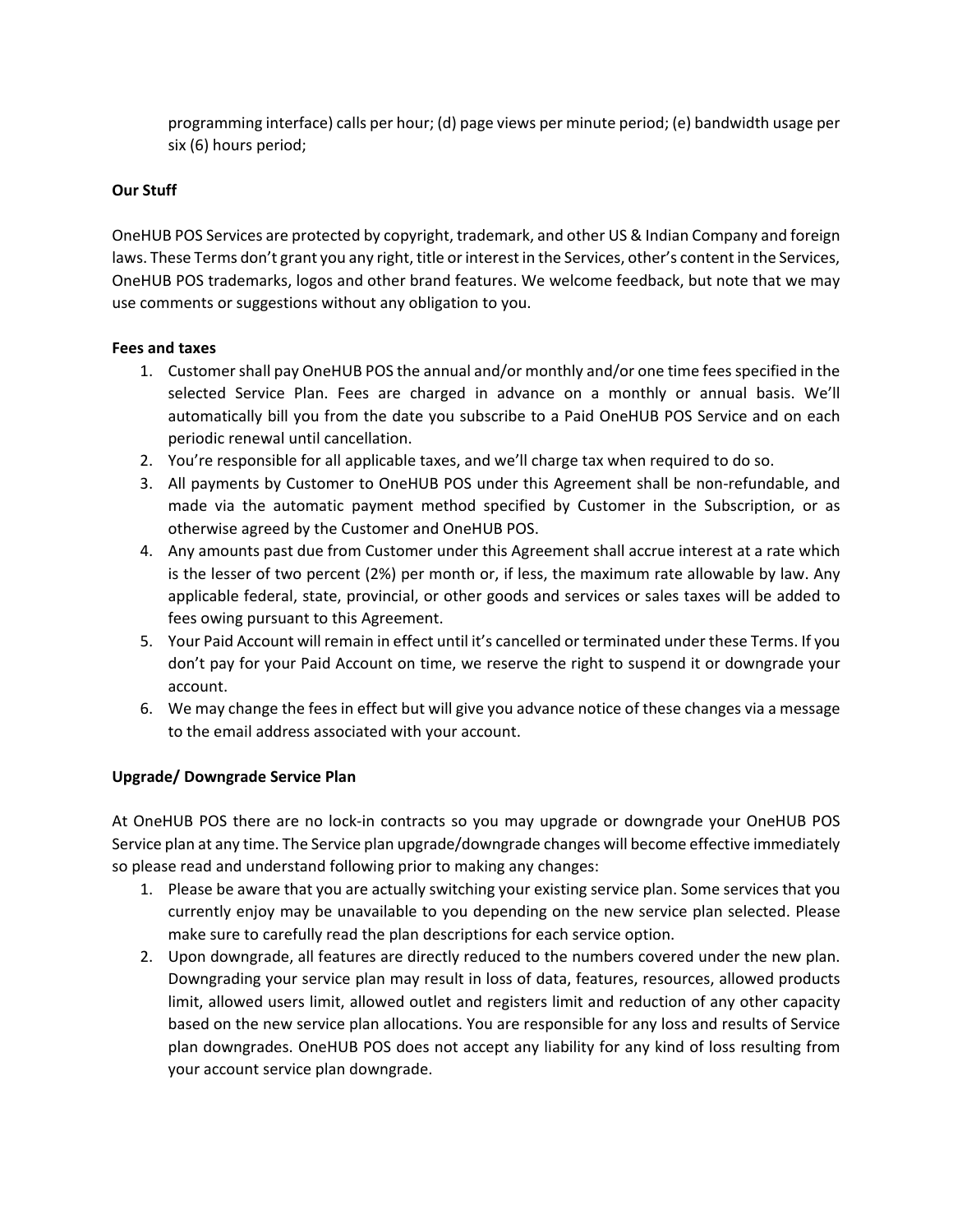programming interface) calls per hour; (d) page views per minute period; (e) bandwidth usage per six (6) hours period;

**Our Stuff**

OneHUB POS Services are protected by copyright, trademark, and other US & Indian Company and foreign laws. These Terms don't grant you any right, title or interest in the Services, other's content in the Services, OneHUB POS trademarks, logos and other brand features. We welcome feedback, but note that we may use comments or suggestions without any obligation to you.

**Fees and taxes**

1. Customer shall pay OneHUB POS the annual and/or monthly and/or one time fees specified in the selected Service Plan. Fees are charged in advance on a monthly or annual basis. We'll automatically bill you from the date you subscribe to a Paid OneHUB POS Service and on each periodic renewal until cancellation.
2. You're responsible for all applicable taxes, and we'll charge tax when required to do so.
3. All payments by Customer to OneHUB POS under this Agreement shall be non-refundable, and made via the automatic payment method specified by Customer in the Subscription, or as otherwise agreed by the Customer and OneHUB POS.
4. Any amounts past due from Customer under this Agreement shall accrue interest at a rate which is the lesser of two percent (2%) per month or, if less, the maximum rate allowable by law. Any applicable federal, state, provincial, or other goods and services or sales taxes will be added to fees owing pursuant to this Agreement.
5. Your Paid Account will remain in effect until it's cancelled or terminated under these Terms. If you don't pay for your Paid Account on time, we reserve the right to suspend it or downgrade your account.
6. We may change the fees in effect but will give you advance notice of these changes via a message to the email address associated with your account.

**Upgrade/ Downgrade Service Plan**

At OneHUB POS there are no lock-in contracts so you may upgrade or downgrade your OneHUB POS Service plan at any time. The Service plan upgrade/downgrade changes will become effective immediately so please read and understand following prior to making any changes:

1. Please be aware that you are actually switching your existing service plan. Some services that you currently enjoy may be unavailable to you depending on the new service plan selected. Please make sure to carefully read the plan descriptions for each service option.
2. Upon downgrade, all features are directly reduced to the numbers covered under the new plan. Downgrading your service plan may result in loss of data, features, resources, allowed products limit, allowed users limit, allowed outlet and registers limit and reduction of any other capacity based on the new service plan allocations. You are responsible for any loss and results of Service plan downgrades. OneHUB POS does not accept any liability for any kind of loss resulting from your account service plan downgrade.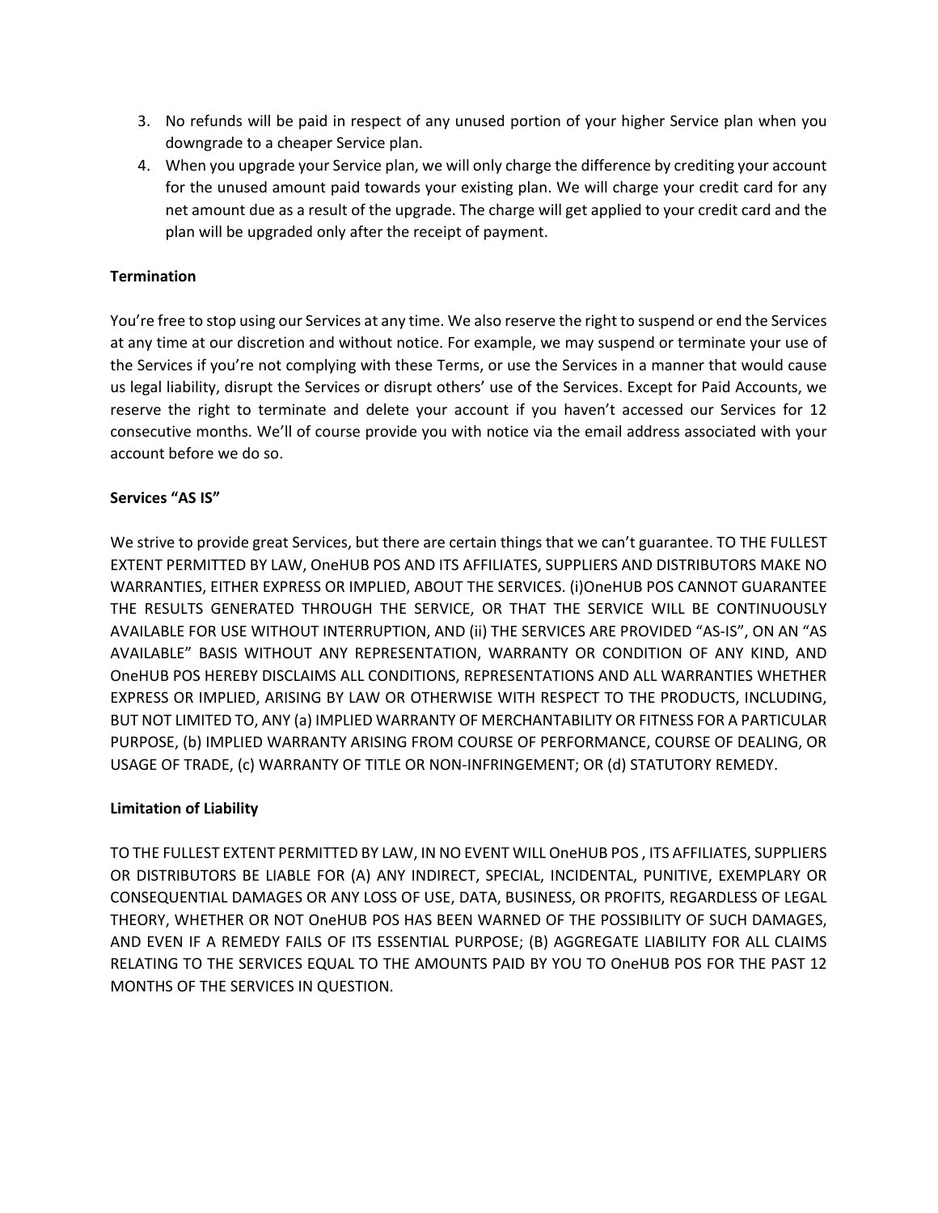3. No refunds will be paid in respect of any unused portion of your higher Service plan when you downgrade to a cheaper Service plan.
4. When you upgrade your Service plan, we will only charge the difference by crediting your account for the unused amount paid towards your existing plan. We will charge your credit card for any net amount due as a result of the upgrade. The charge will get applied to your credit card and the plan will be upgraded only after the receipt of payment.

**Termination**

You're free to stop using our Services at any time. We also reserve the right to suspend or end the Services at any time at our discretion and without notice. For example, we may suspend or terminate your use of the Services if you're not complying with these Terms, or use the Services in a manner that would cause us legal liability, disrupt the Services or disrupt others' use of the Services. Except for Paid Accounts, we reserve the right to terminate and delete your account if you haven't accessed our Services for 12 consecutive months. We'll of course provide you with notice via the email address associated with your account before we do so.

**Services "AS IS"**

We strive to provide great Services, but there are certain things that we can't guarantee. TO THE FULLEST EXTENT PERMITTED BY LAW, OneHUB POS AND ITS AFFILIATES, SUPPLIERS AND DISTRIBUTORS MAKE NO WARRANTIES, EITHER EXPRESS OR IMPLIED, ABOUT THE SERVICES. (i)OneHUB POS CANNOT GUARANTEE THE RESULTS GENERATED THROUGH THE SERVICE, OR THAT THE SERVICE WILL BE CONTINUOUSLY AVAILABLE FOR USE WITHOUT INTERRUPTION, AND (ii) THE SERVICES ARE PROVIDED "AS-IS", ON AN "AS AVAILABLE" BASIS WITHOUT ANY REPRESENTATION, WARRANTY OR CONDITION OF ANY KIND, AND OneHUB POS HEREBY DISCLAIMS ALL CONDITIONS, REPRESENTATIONS AND ALL WARRANTIES WHETHER EXPRESS OR IMPLIED, ARISING BY LAW OR OTHERWISE WITH RESPECT TO THE PRODUCTS, INCLUDING, BUT NOT LIMITED TO, ANY (a) IMPLIED WARRANTY OF MERCHANTABILITY OR FITNESS FOR A PARTICULAR PURPOSE, (b) IMPLIED WARRANTY ARISING FROM COURSE OF PERFORMANCE, COURSE OF DEALING, OR USAGE OF TRADE, (c) WARRANTY OF TITLE OR NON-INFRINGEMENT; OR (d) STATUTORY REMEDY.

**Limitation of Liability**

TO THE FULLEST EXTENT PERMITTED BY LAW, IN NO EVENT WILL OneHUB POS , ITS AFFILIATES, SUPPLIERS OR DISTRIBUTORS BE LIABLE FOR (A) ANY INDIRECT, SPECIAL, INCIDENTAL, PUNITIVE, EXEMPLARY OR CONSEQUENTIAL DAMAGES OR ANY LOSS OF USE, DATA, BUSINESS, OR PROFITS, REGARDLESS OF LEGAL THEORY, WHETHER OR NOT OneHUB POS HAS BEEN WARNED OF THE POSSIBILITY OF SUCH DAMAGES, AND EVEN IF A REMEDY FAILS OF ITS ESSENTIAL PURPOSE; (B) AGGREGATE LIABILITY FOR ALL CLAIMS RELATING TO THE SERVICES EQUAL TO THE AMOUNTS PAID BY YOU TO OneHUB POS FOR THE PAST 12 MONTHS OF THE SERVICES IN QUESTION.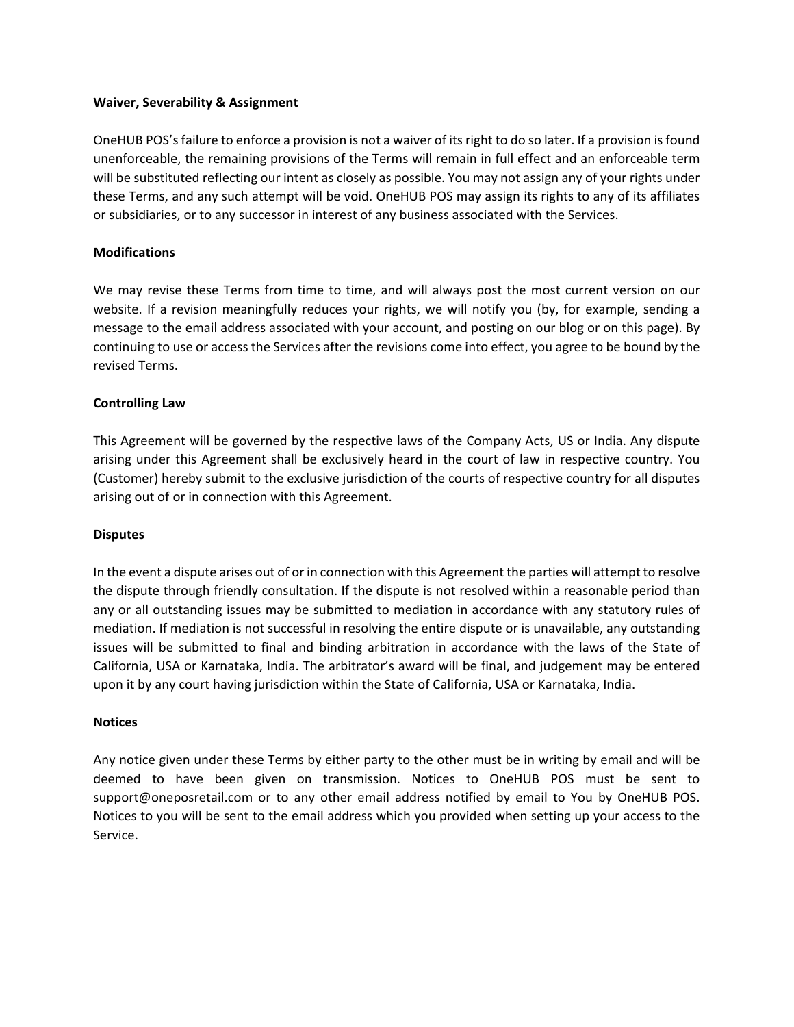**Waiver, Severability & Assignment**

OneHUB POS's failure to enforce a provision is not a waiver of its right to do so later. If a provision is found unenforceable, the remaining provisions of the Terms will remain in full effect and an enforceable term will be substituted reflecting our intent as closely as possible. You may not assign any of your rights under these Terms, and any such attempt will be void. OneHUB POS may assign its rights to any of its affiliates or subsidiaries, or to any successor in interest of any business associated with the Services.

**Modifications**

We may revise these Terms from time to time, and will always post the most current version on our website. If a revision meaningfully reduces your rights, we will notify you (by, for example, sending a message to the email address associated with your account, and posting on our blog or on this page). By continuing to use or access the Services after the revisions come into effect, you agree to be bound by the revised Terms.

**Controlling Law**

This Agreement will be governed by the respective laws of the Company Acts, US or India. Any dispute arising under this Agreement shall be exclusively heard in the court of law in respective country. You (Customer) hereby submit to the exclusive jurisdiction of the courts of respective country for all disputes arising out of or in connection with this Agreement.

**Disputes**

In the event a dispute arises out of or in connection with this Agreement the parties will attempt to resolve the dispute through friendly consultation. If the dispute is not resolved within a reasonable period than any or all outstanding issues may be submitted to mediation in accordance with any statutory rules of mediation. If mediation is not successful in resolving the entire dispute or is unavailable, any outstanding issues will be submitted to final and binding arbitration in accordance with the laws of the State of California, USA or Karnataka, India. The arbitrator's award will be final, and judgement may be entered upon it by any court having jurisdiction within the State of California, USA or Karnataka, India.

**Notices**

Any notice given under these Terms by either party to the other must be in writing by email and will be deemed to have been given on transmission. Notices to OneHUB POS must be sent to support@oneposretail.com or to any other email address notified by email to You by OneHUB POS. Notices to you will be sent to the email address which you provided when setting up your access to the Service.